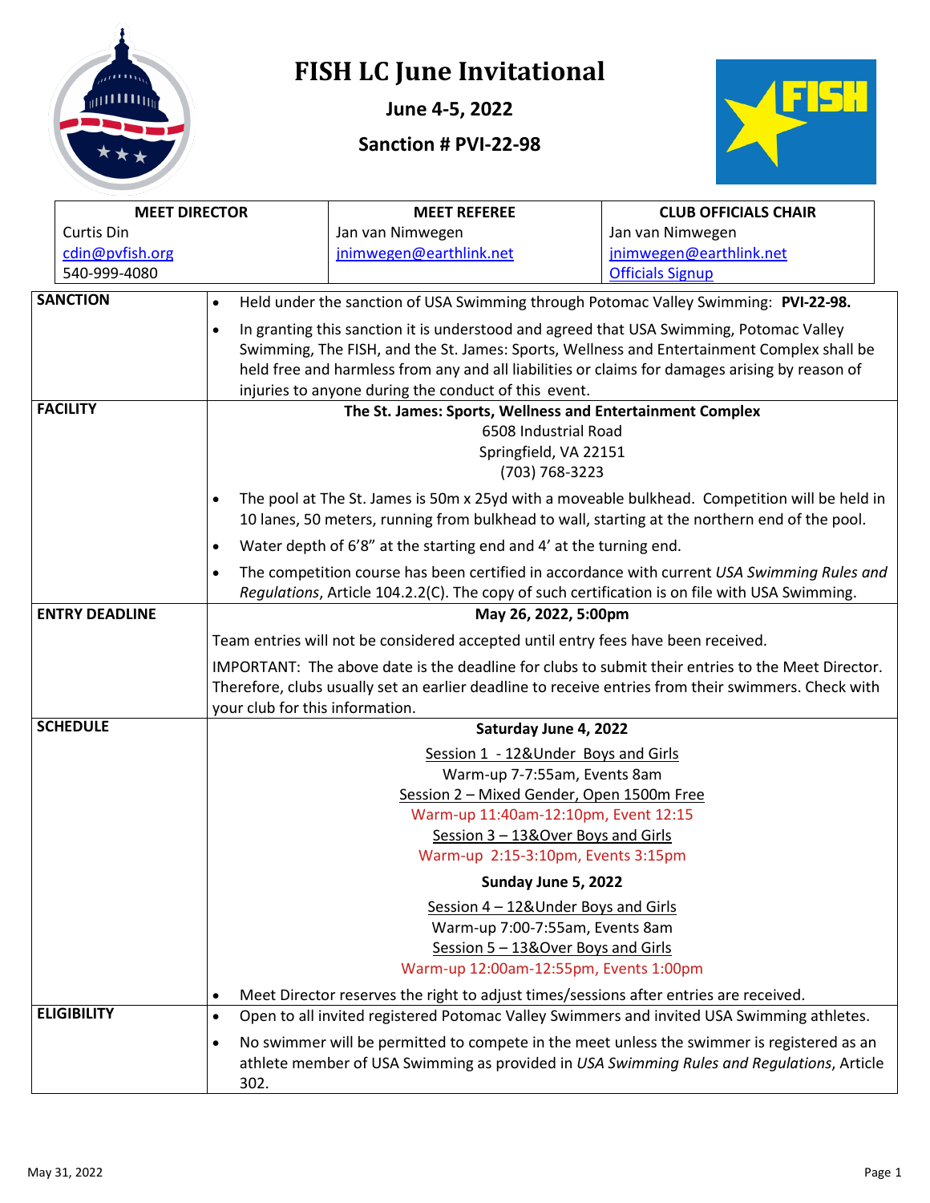# FISH LC June Invitational

**June 4-5, 2022**

**Sanction # PVI-22-98**

| MEET DIRECTOR | MEET REFEREE | CLUB OFFICIALS CHAIR |
|---|---|---|
| Curtis Din<br>cdin@pvfish.org<br>540-999-4080 | Jan van Nimwegen<br>jnimwegen@earthlink.net | Jan van Nimwegen<br>jnimwegen@earthlink.net<br>Officials Signup |

| | |
|---|---|
| **SANCTION** | • Held under the sanction of USA Swimming through Potomac Valley Swimming: **PVI-22-98.**<br>• In granting this sanction it is understood and agreed that USA Swimming, Potomac Valley Swimming, The FISH, and the St. James: Sports, Wellness and Entertainment Complex shall be held free and harmless from any and all liabilities or claims for damages arising by reason of injuries to anyone during the conduct of this event. |
| **FACILITY** | **The St. James: Sports, Wellness and Entertainment Complex**<br>6508 Industrial Road<br>Springfield, VA 22151<br>(703) 768-3223<br>• The pool at The St. James is 50m x 25yd with a moveable bulkhead. Competition will be held in 10 lanes, 50 meters, running from bulkhead to wall, starting at the northern end of the pool.<br>• Water depth of 6'8" at the starting end and 4' at the turning end.<br>• The competition course has been certified in accordance with current *USA Swimming Rules and Regulations*, Article 104.2.2(C). The copy of such certification is on file with USA Swimming. |
| **ENTRY DEADLINE** | **May 26, 2022, 5:00pm**<br>Team entries will not be considered accepted until entry fees have been received.<br>IMPORTANT: The above date is the deadline for clubs to submit their entries to the Meet Director. Therefore, clubs usually set an earlier deadline to receive entries from their swimmers. Check with your club for this information. |
| **SCHEDULE** | **Saturday June 4, 2022**<br>Session 1 - 12&Under Boys and Girls<br>Warm-up 7-7:55am, Events 8am<br>Session 2 – Mixed Gender, Open 1500m Free<br>Warm-up 11:40am-12:10pm, Event 12:15<br>Session 3 – 13&Over Boys and Girls<br>Warm-up 2:15-3:10pm, Events 3:15pm<br>**Sunday June 5, 2022**<br>Session 4 – 12&Under Boys and Girls<br>Warm-up 7:00-7:55am, Events 8am<br>Session 5 – 13&Over Boys and Girls<br>Warm-up 12:00am-12:55pm, Events 1:00pm<br>• Meet Director reserves the right to adjust times/sessions after entries are received. |
| **ELIGIBILITY** | • Open to all invited registered Potomac Valley Swimmers and invited USA Swimming athletes.<br>• No swimmer will be permitted to compete in the meet unless the swimmer is registered as an athlete member of USA Swimming as provided in *USA Swimming Rules and Regulations*, Article 302. |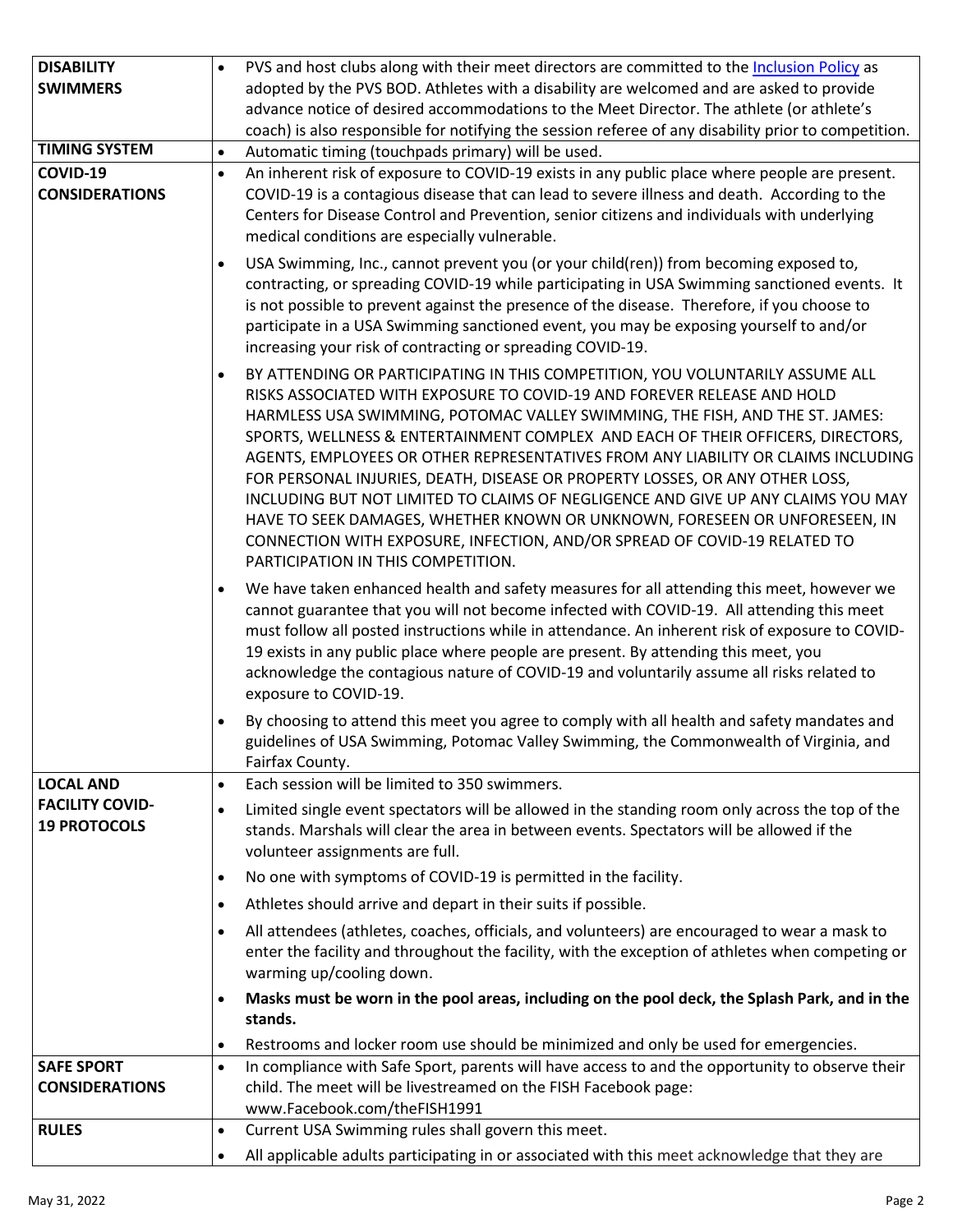| | |
|---|---|
| **DISABILITY SWIMMERS** | • PVS and host clubs along with their meet directors are committed to the Inclusion Policy as adopted by the PVS BOD. Athletes with a disability are welcomed and are asked to provide advance notice of desired accommodations to the Meet Director. The athlete (or athlete's coach) is also responsible for notifying the session referee of any disability prior to competition. |
| **TIMING SYSTEM** | • Automatic timing (touchpads primary) will be used. |
| **COVID-19 CONSIDERATIONS** | • An inherent risk of exposure to COVID-19 exists in any public place where people are present. COVID-19 is a contagious disease that can lead to severe illness and death. According to the Centers for Disease Control and Prevention, senior citizens and individuals with underlying medical conditions are especially vulnerable.<br>• USA Swimming, Inc., cannot prevent you (or your child(ren)) from becoming exposed to, contracting, or spreading COVID-19 while participating in USA Swimming sanctioned events. It is not possible to prevent against the presence of the disease. Therefore, if you choose to participate in a USA Swimming sanctioned event, you may be exposing yourself to and/or increasing your risk of contracting or spreading COVID-19.<br>• BY ATTENDING OR PARTICIPATING IN THIS COMPETITION, YOU VOLUNTARILY ASSUME ALL RISKS ASSOCIATED WITH EXPOSURE TO COVID-19 AND FOREVER RELEASE AND HOLD HARMLESS USA SWIMMING, POTOMAC VALLEY SWIMMING, THE FISH, AND THE ST. JAMES: SPORTS, WELLNESS & ENTERTAINMENT COMPLEX AND EACH OF THEIR OFFICERS, DIRECTORS, AGENTS, EMPLOYEES OR OTHER REPRESENTATIVES FROM ANY LIABILITY OR CLAIMS INCLUDING FOR PERSONAL INJURIES, DEATH, DISEASE OR PROPERTY LOSSES, OR ANY OTHER LOSS, INCLUDING BUT NOT LIMITED TO CLAIMS OF NEGLIGENCE AND GIVE UP ANY CLAIMS YOU MAY HAVE TO SEEK DAMAGES, WHETHER KNOWN OR UNKNOWN, FORESEEN OR UNFORESEEN, IN CONNECTION WITH EXPOSURE, INFECTION, AND/OR SPREAD OF COVID-19 RELATED TO PARTICIPATION IN THIS COMPETITION.<br>• We have taken enhanced health and safety measures for all attending this meet, however we cannot guarantee that you will not become infected with COVID-19. All attending this meet must follow all posted instructions while in attendance. An inherent risk of exposure to COVID-19 exists in any public place where people are present. By attending this meet, you acknowledge the contagious nature of COVID-19 and voluntarily assume all risks related to exposure to COVID-19.<br>• By choosing to attend this meet you agree to comply with all health and safety mandates and guidelines of USA Swimming, Potomac Valley Swimming, the Commonwealth of Virginia, and Fairfax County. |
| **LOCAL AND FACILITY COVID-19 PROTOCOLS** | • Each session will be limited to 350 swimmers.<br>• Limited single event spectators will be allowed in the standing room only across the top of the stands. Marshals will clear the area in between events. Spectators will be allowed if the volunteer assignments are full.<br>• No one with symptoms of COVID-19 is permitted in the facility.<br>• Athletes should arrive and depart in their suits if possible.<br>• All attendees (athletes, coaches, officials, and volunteers) are encouraged to wear a mask to enter the facility and throughout the facility, with the exception of athletes when competing or warming up/cooling down.<br>• **Masks must be worn in the pool areas, including on the pool deck, the Splash Park, and in the stands.**<br>• Restrooms and locker room use should be minimized and only be used for emergencies. |
| **SAFE SPORT CONSIDERATIONS** | • In compliance with Safe Sport, parents will have access to and the opportunity to observe their child. The meet will be livestreamed on the FISH Facebook page: www.Facebook.com/theFISH1991 |
| **RULES** | • Current USA Swimming rules shall govern this meet.<br>• All applicable adults participating in or associated with this meet acknowledge that they are |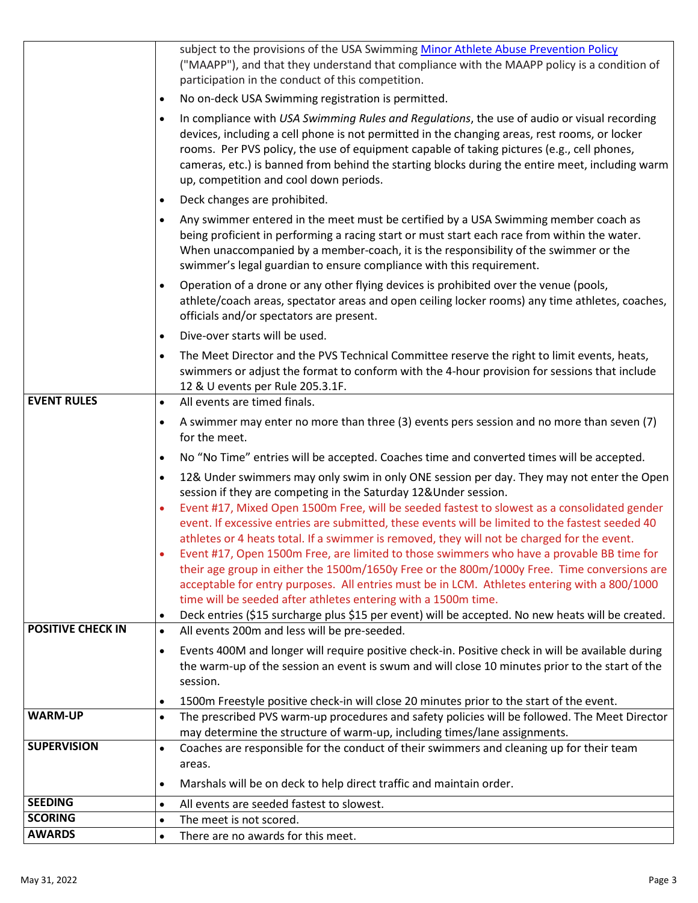| | |
|---|---|
| | subject to the provisions of the USA Swimming [Minor Athlete Abuse Prevention Policy](#) ("MAAPP"), and that they understand that compliance with the MAAPP policy is a condition of participation in the conduct of this competition.<br>• No on-deck USA Swimming registration is permitted.<br>• In compliance with *USA Swimming Rules and Regulations*, the use of audio or visual recording devices, including a cell phone is not permitted in the changing areas, rest rooms, or locker rooms. Per PVS policy, the use of equipment capable of taking pictures (e.g., cell phones, cameras, etc.) is banned from behind the starting blocks during the entire meet, including warm up, competition and cool down periods.<br>• Deck changes are prohibited.<br>• Any swimmer entered in the meet must be certified by a USA Swimming member coach as being proficient in performing a racing start or must start each race from within the water. When unaccompanied by a member-coach, it is the responsibility of the swimmer or the swimmer's legal guardian to ensure compliance with this requirement.<br>• Operation of a drone or any other flying devices is prohibited over the venue (pools, athlete/coach areas, spectator areas and open ceiling locker rooms) any time athletes, coaches, officials and/or spectators are present.<br>• Dive-over starts will be used.<br>• The Meet Director and the PVS Technical Committee reserve the right to limit events, heats, swimmers or adjust the format to conform with the 4-hour provision for sessions that include 12 & U events per Rule 205.3.1F. |
| **EVENT RULES** | • All events are timed finals.<br>• A swimmer may enter no more than three (3) events pers session and no more than seven (7) for the meet.<br>• No "No Time" entries will be accepted. Coaches time and converted times will be accepted.<br>• 12& Under swimmers may only swim in only ONE session per day. They may not enter the Open session if they are competing in the Saturday 12&Under session.<br>• Event #17, Mixed Open 1500m Free, will be seeded fastest to slowest as a consolidated gender event. If excessive entries are submitted, these events will be limited to the fastest seeded 40 athletes or 4 heats total. If a swimmer is removed, they will not be charged for the event.<br>• Event #17, Open 1500m Free, are limited to those swimmers who have a provable BB time for their age group in either the 1500m/1650y Free or the 800m/1000y Free. Time conversions are acceptable for entry purposes. All entries must be in LCM. Athletes entering with a 800/1000 time will be seeded after athletes entering with a 1500m time.<br>• Deck entries ($15 surcharge plus $15 per event) will be accepted. No new heats will be created. |
| **POSITIVE CHECK IN** | • All events 200m and less will be pre-seeded.<br>• Events 400M and longer will require positive check-in. Positive check in will be available during the warm-up of the session an event is swum and will close 10 minutes prior to the start of the session.<br>• 1500m Freestyle positive check-in will close 20 minutes prior to the start of the event. |
| **WARM-UP** | • The prescribed PVS warm-up procedures and safety policies will be followed. The Meet Director may determine the structure of warm-up, including times/lane assignments. |
| **SUPERVISION** | • Coaches are responsible for the conduct of their swimmers and cleaning up for their team areas.<br>• Marshals will be on deck to help direct traffic and maintain order. |
| **SEEDING** | • All events are seeded fastest to slowest. |
| **SCORING** | • The meet is not scored. |
| **AWARDS** | • There are no awards for this meet. |

May 31, 2022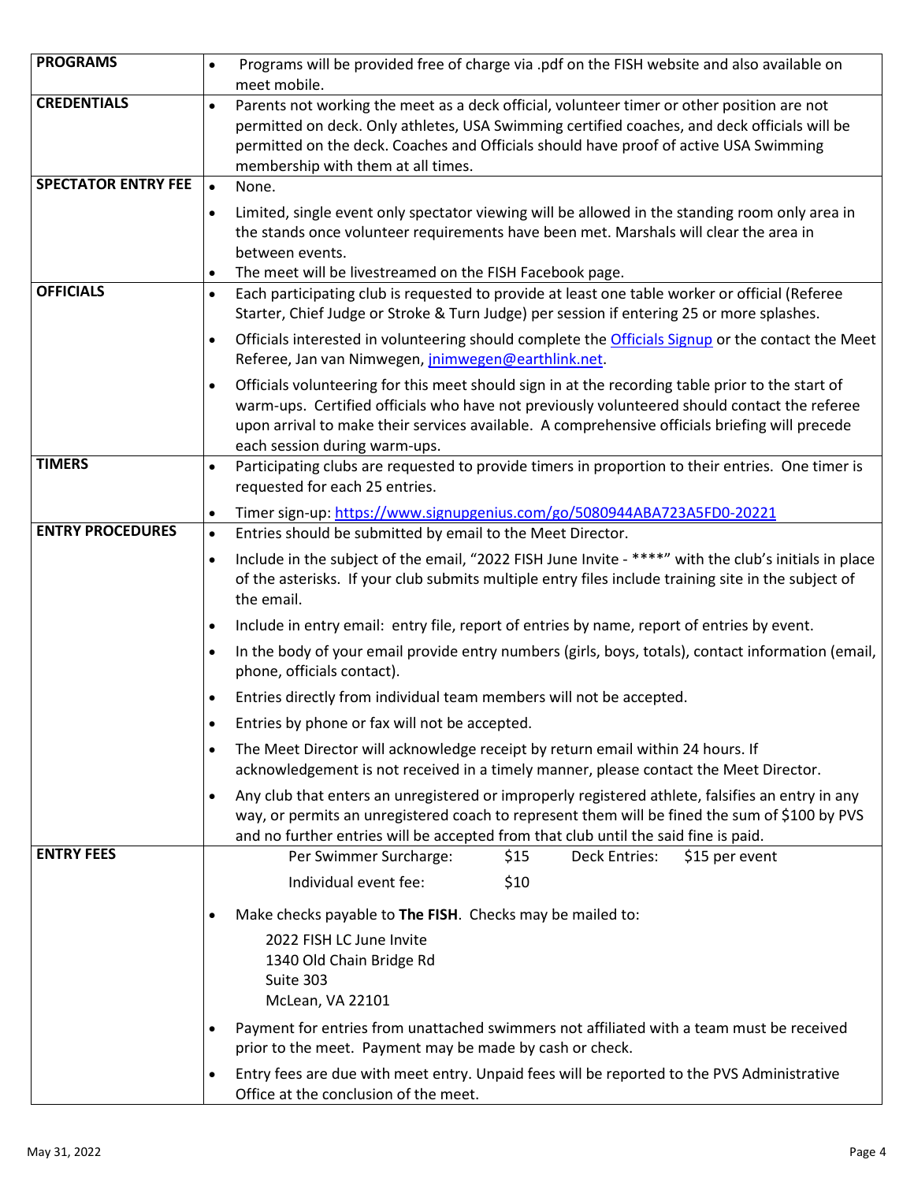| | |
|---|---|
| **PROGRAMS** | • Programs will be provided free of charge via .pdf on the FISH website and also available on meet mobile. |
| **CREDENTIALS** | • Parents not working the meet as a deck official, volunteer timer or other position are not permitted on deck. Only athletes, USA Swimming certified coaches, and deck officials will be permitted on the deck. Coaches and Officials should have proof of active USA Swimming membership with them at all times. |
| **SPECTATOR ENTRY FEE** | • None.<br>• Limited, single event only spectator viewing will be allowed in the standing room only area in the stands once volunteer requirements have been met. Marshals will clear the area in between events.<br>• The meet will be livestreamed on the FISH Facebook page. |
| **OFFICIALS** | • Each participating club is requested to provide at least one table worker or official (Referee Starter, Chief Judge or Stroke & Turn Judge) per session if entering 25 or more splashes.<br>• Officials interested in volunteering should complete the Officials Signup or the contact the Meet Referee, Jan van Nimwegen, jnimwegen@earthlink.net.<br>• Officials volunteering for this meet should sign in at the recording table prior to the start of warm-ups. Certified officials who have not previously volunteered should contact the referee upon arrival to make their services available. A comprehensive officials briefing will precede each session during warm-ups. |
| **TIMERS** | • Participating clubs are requested to provide timers in proportion to their entries. One timer is requested for each 25 entries.<br>• Timer sign-up: https://www.signupgenius.com/go/5080944ABA723A5FD0-20221 |
| **ENTRY PROCEDURES** | • Entries should be submitted by email to the Meet Director.<br>• Include in the subject of the email, "2022 FISH June Invite - ****" with the club's initials in place of the asterisks. If your club submits multiple entry files include training site in the subject of the email.<br>• Include in entry email: entry file, report of entries by name, report of entries by event.<br>• In the body of your email provide entry numbers (girls, boys, totals), contact information (email, phone, officials contact).<br>• Entries directly from individual team members will not be accepted.<br>• Entries by phone or fax will not be accepted.<br>• The Meet Director will acknowledge receipt by return email within 24 hours. If acknowledgement is not received in a timely manner, please contact the Meet Director.<br>• Any club that enters an unregistered or improperly registered athlete, falsifies an entry in any way, or permits an unregistered coach to represent them will be fined the sum of $100 by PVS and no further entries will be accepted from that club until the said fine is paid. |
| **ENTRY FEES** | Per Swimmer Surcharge: $15 &nbsp;&nbsp; Deck Entries: $15 per event<br>Individual event fee: $10<br>• Make checks payable to **The FISH**. Checks may be mailed to:<br>2022 FISH LC June Invite<br>1340 Old Chain Bridge Rd<br>Suite 303<br>McLean, VA 22101<br>• Payment for entries from unattached swimmers not affiliated with a team must be received prior to the meet. Payment may be made by cash or check.<br>• Entry fees are due with meet entry. Unpaid fees will be reported to the PVS Administrative Office at the conclusion of the meet. |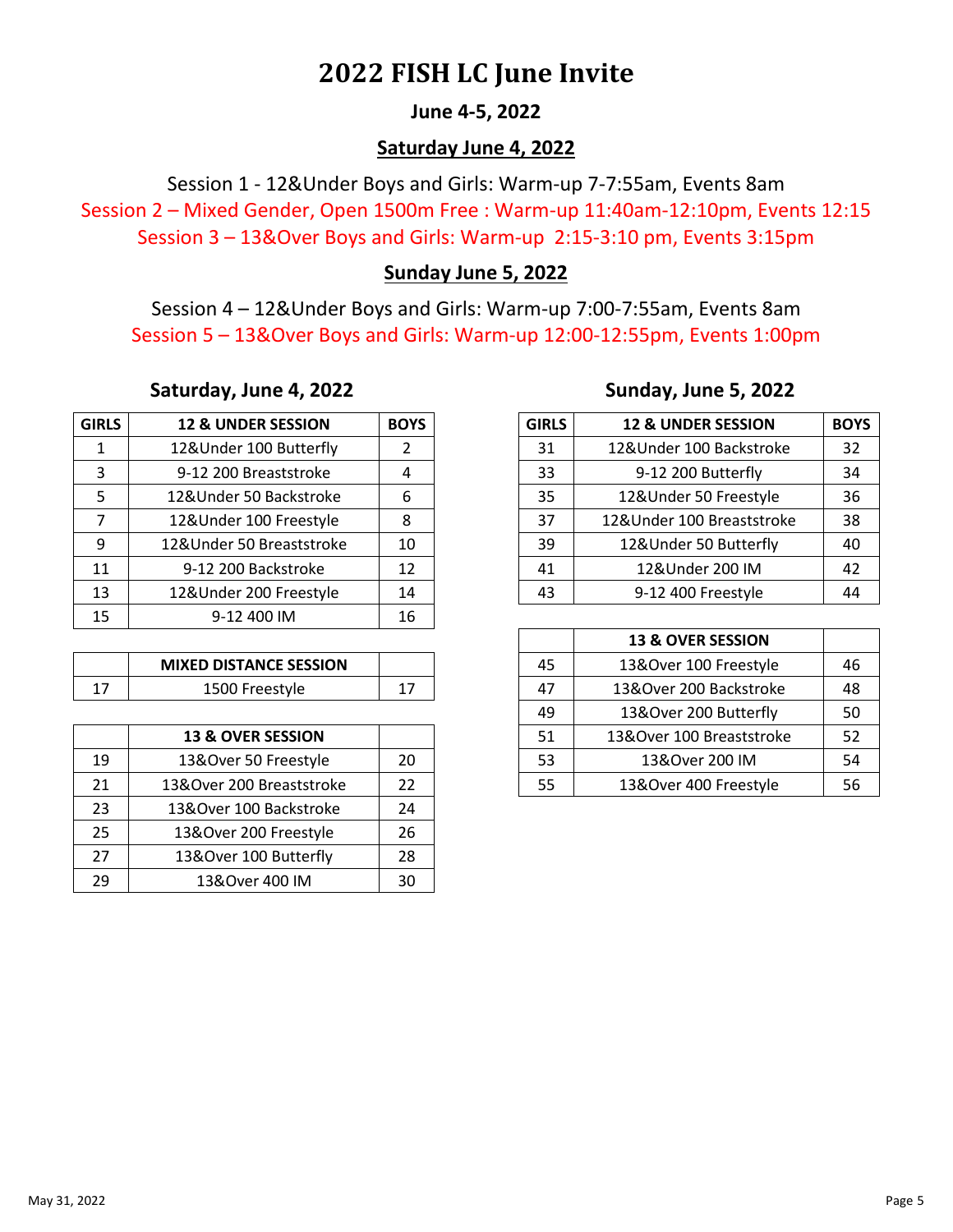# 2022 FISH LC June Invite

**June 4-5, 2022**

**Saturday June 4, 2022**

Session 1 - 12&Under Boys and Girls: Warm-up 7-7:55am, Events 8am

Session 2 – Mixed Gender, Open 1500m Free : Warm-up 11:40am-12:10pm, Events 12:15

Session 3 – 13&Over Boys and Girls: Warm-up 2:15-3:10 pm, Events 3:15pm

**Sunday June 5, 2022**

Session 4 – 12&Under Boys and Girls: Warm-up 7:00-7:55am, Events 8am

Session 5 – 13&Over Boys and Girls: Warm-up 12:00-12:55pm, Events 1:00pm

## Saturday, June 4, 2022

| GIRLS | 12 & UNDER SESSION | BOYS |
|---|---|---|
| 1 | 12&Under 100 Butterfly | 2 |
| 3 | 9-12 200 Breaststroke | 4 |
| 5 | 12&Under 50 Backstroke | 6 |
| 7 | 12&Under 100 Freestyle | 8 |
| 9 | 12&Under 50 Breaststroke | 10 |
| 11 | 9-12 200 Backstroke | 12 |
| 13 | 12&Under 200 Freestyle | 14 |
| 15 | 9-12 400 IM | 16 |

| | MIXED DISTANCE SESSION | |
|---|---|---|
| 17 | 1500 Freestyle | 17 |

| | 13 & OVER SESSION | |
|---|---|---|
| 19 | 13&Over 50 Freestyle | 20 |
| 21 | 13&Over 200 Breaststroke | 22 |
| 23 | 13&Over 100 Backstroke | 24 |
| 25 | 13&Over 200 Freestyle | 26 |
| 27 | 13&Over 100 Butterfly | 28 |
| 29 | 13&Over 400 IM | 30 |

## Sunday, June 5, 2022

| GIRLS | 12 & UNDER SESSION | BOYS |
|---|---|---|
| 31 | 12&Under 100 Backstroke | 32 |
| 33 | 9-12 200 Butterfly | 34 |
| 35 | 12&Under 50 Freestyle | 36 |
| 37 | 12&Under 100 Breaststroke | 38 |
| 39 | 12&Under 50 Butterfly | 40 |
| 41 | 12&Under 200 IM | 42 |
| 43 | 9-12 400 Freestyle | 44 |

| | 13 & OVER SESSION | |
|---|---|---|
| 45 | 13&Over 100 Freestyle | 46 |
| 47 | 13&Over 200 Backstroke | 48 |
| 49 | 13&Over 200 Butterfly | 50 |
| 51 | 13&Over 100 Breaststroke | 52 |
| 53 | 13&Over 200 IM | 54 |
| 55 | 13&Over 400 Freestyle | 56 |

May 31, 2022